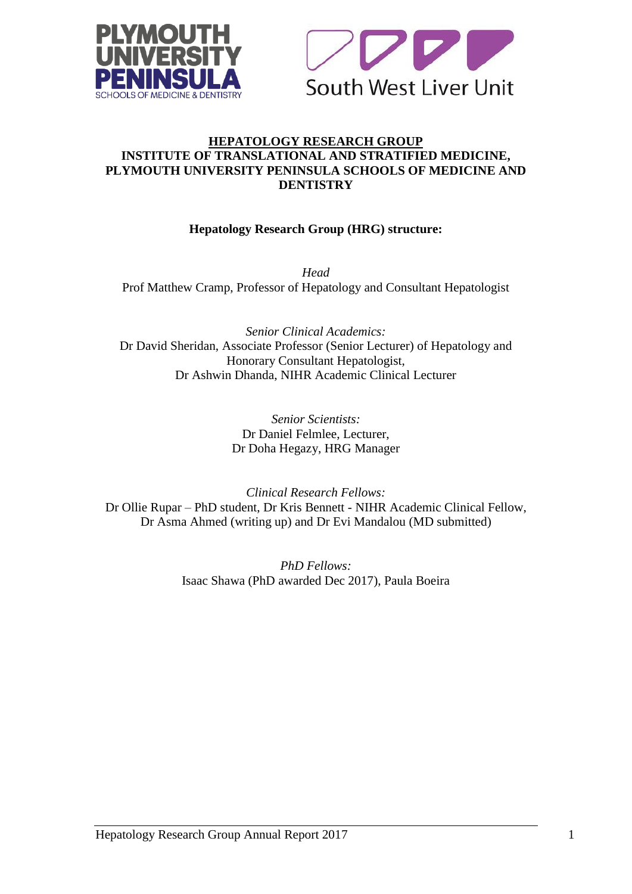# HEPATOLOGY RESEARCH GROUP

## INSTITUTE OF TRANSLATIONAL AND STRATIFIED MEDICINE, PLYMOUTH UNIVERSITY PENINSULA SCHOOLS OF MEDICINE AND DENTISTRY

### Hepatology Research Group (HRG) structure:

*Head*

Prof Matthew Cramp, Professor of Hepatology and Consultant Hepatologist

*Senior Clinical Academics:*

Dr David Sheridan, Associate Professor (Senior Lecturer) of Hepatology and Honorary Consultant Hepatologist,
Dr Ashwin Dhanda, NIHR Academic Clinical Lecturer

*Senior Scientists:*

Dr Daniel Felmlee, Lecturer,
Dr Doha Hegazy, HRG Manager

*Clinical Research Fellows:*

Dr Ollie Rupar – PhD student, Dr Kris Bennett - NIHR Academic Clinical Fellow, Dr Asma Ahmed (writing up) and Dr Evi Mandalou (MD submitted)

*PhD Fellows:*

Isaac Shawa (PhD awarded Dec 2017), Paula Boeira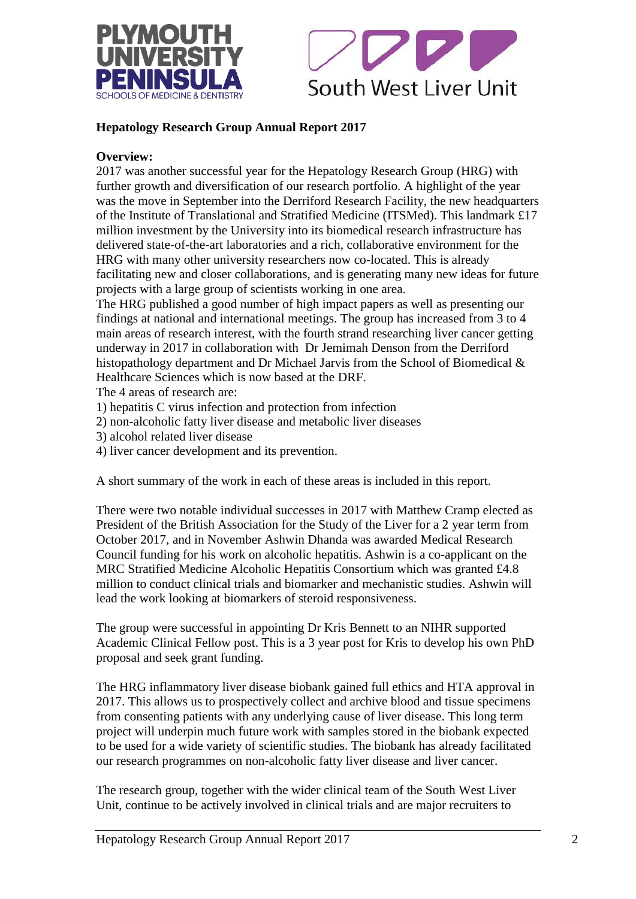**Hepatology Research Group Annual Report 2017**

**Overview:**

2017 was another successful year for the Hepatology Research Group (HRG) with further growth and diversification of our research portfolio. A highlight of the year was the move in September into the Derriford Research Facility, the new headquarters of the Institute of Translational and Stratified Medicine (ITSMed). This landmark £17 million investment by the University into its biomedical research infrastructure has delivered state-of-the-art laboratories and a rich, collaborative environment for the HRG with many other university researchers now co-located. This is already facilitating new and closer collaborations, and is generating many new ideas for future projects with a large group of scientists working in one area.

The HRG published a good number of high impact papers as well as presenting our findings at national and international meetings. The group has increased from 3 to 4 main areas of research interest, with the fourth strand researching liver cancer getting underway in 2017 in collaboration with Dr Jemimah Denson from the Derriford histopathology department and Dr Michael Jarvis from the School of Biomedical & Healthcare Sciences which is now based at the DRF.

The 4 areas of research are:

1) hepatitis C virus infection and protection from infection
2) non-alcoholic fatty liver disease and metabolic liver diseases
3) alcohol related liver disease
4) liver cancer development and its prevention.

A short summary of the work in each of these areas is included in this report.

There were two notable individual successes in 2017 with Matthew Cramp elected as President of the British Association for the Study of the Liver for a 2 year term from October 2017, and in November Ashwin Dhanda was awarded Medical Research Council funding for his work on alcoholic hepatitis. Ashwin is a co-applicant on the MRC Stratified Medicine Alcoholic Hepatitis Consortium which was granted £4.8 million to conduct clinical trials and biomarker and mechanistic studies. Ashwin will lead the work looking at biomarkers of steroid responsiveness.

The group were successful in appointing Dr Kris Bennett to an NIHR supported Academic Clinical Fellow post. This is a 3 year post for Kris to develop his own PhD proposal and seek grant funding.

The HRG inflammatory liver disease biobank gained full ethics and HTA approval in 2017. This allows us to prospectively collect and archive blood and tissue specimens from consenting patients with any underlying cause of liver disease. This long term project will underpin much future work with samples stored in the biobank expected to be used for a wide variety of scientific studies. The biobank has already facilitated our research programmes on non-alcoholic fatty liver disease and liver cancer.

The research group, together with the wider clinical team of the South West Liver Unit, continue to be actively involved in clinical trials and are major recruiters to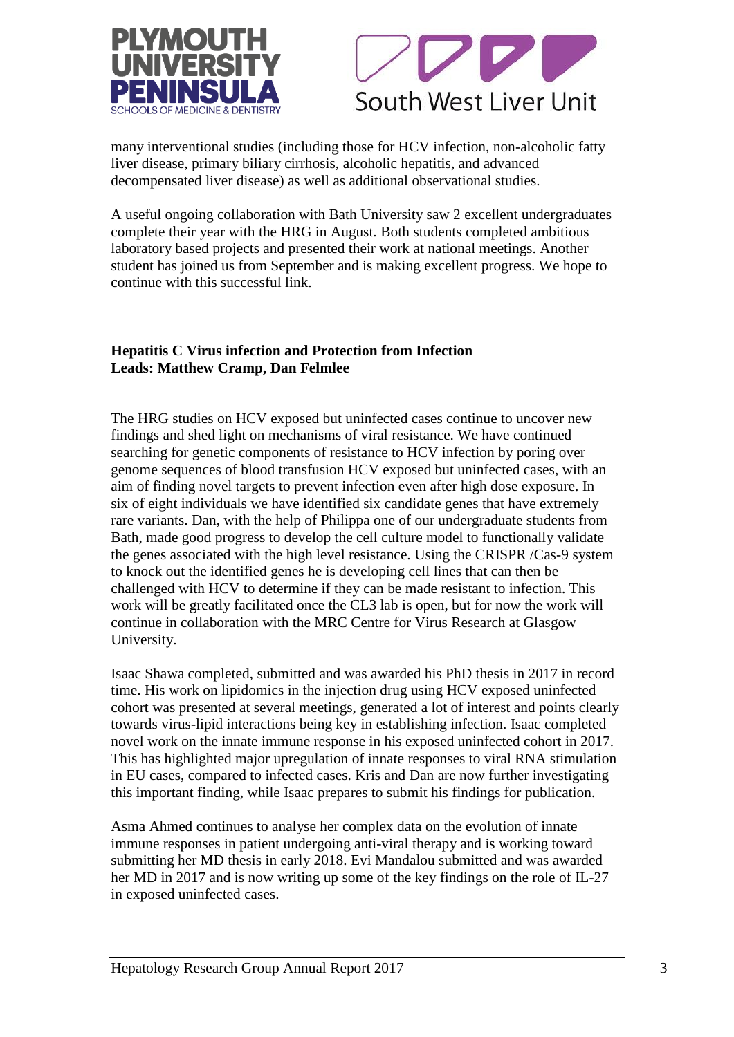many interventional studies (including those for HCV infection, non-alcoholic fatty liver disease, primary biliary cirrhosis, alcoholic hepatitis, and advanced decompensated liver disease) as well as additional observational studies.

A useful ongoing collaboration with Bath University saw 2 excellent undergraduates complete their year with the HRG in August. Both students completed ambitious laboratory based projects and presented their work at national meetings. Another student has joined us from September and is making excellent progress. We hope to continue with this successful link.

**Hepatitis C Virus infection and Protection from Infection**
**Leads: Matthew Cramp, Dan Felmlee**

The HRG studies on HCV exposed but uninfected cases continue to uncover new findings and shed light on mechanisms of viral resistance. We have continued searching for genetic components of resistance to HCV infection by poring over genome sequences of blood transfusion HCV exposed but uninfected cases, with an aim of finding novel targets to prevent infection even after high dose exposure. In six of eight individuals we have identified six candidate genes that have extremely rare variants. Dan, with the help of Philippa one of our undergraduate students from Bath, made good progress to develop the cell culture model to functionally validate the genes associated with the high level resistance. Using the CRISPR /Cas-9 system to knock out the identified genes he is developing cell lines that can then be challenged with HCV to determine if they can be made resistant to infection. This work will be greatly facilitated once the CL3 lab is open, but for now the work will continue in collaboration with the MRC Centre for Virus Research at Glasgow University.

Isaac Shawa completed, submitted and was awarded his PhD thesis in 2017 in record time. His work on lipidomics in the injection drug using HCV exposed uninfected cohort was presented at several meetings, generated a lot of interest and points clearly towards virus-lipid interactions being key in establishing infection. Isaac completed novel work on the innate immune response in his exposed uninfected cohort in 2017. This has highlighted major upregulation of innate responses to viral RNA stimulation in EU cases, compared to infected cases. Kris and Dan are now further investigating this important finding, while Isaac prepares to submit his findings for publication.

Asma Ahmed continues to analyse her complex data on the evolution of innate immune responses in patient undergoing anti-viral therapy and is working toward submitting her MD thesis in early 2018. Evi Mandalou submitted and was awarded her MD in 2017 and is now writing up some of the key findings on the role of IL-27 in exposed uninfected cases.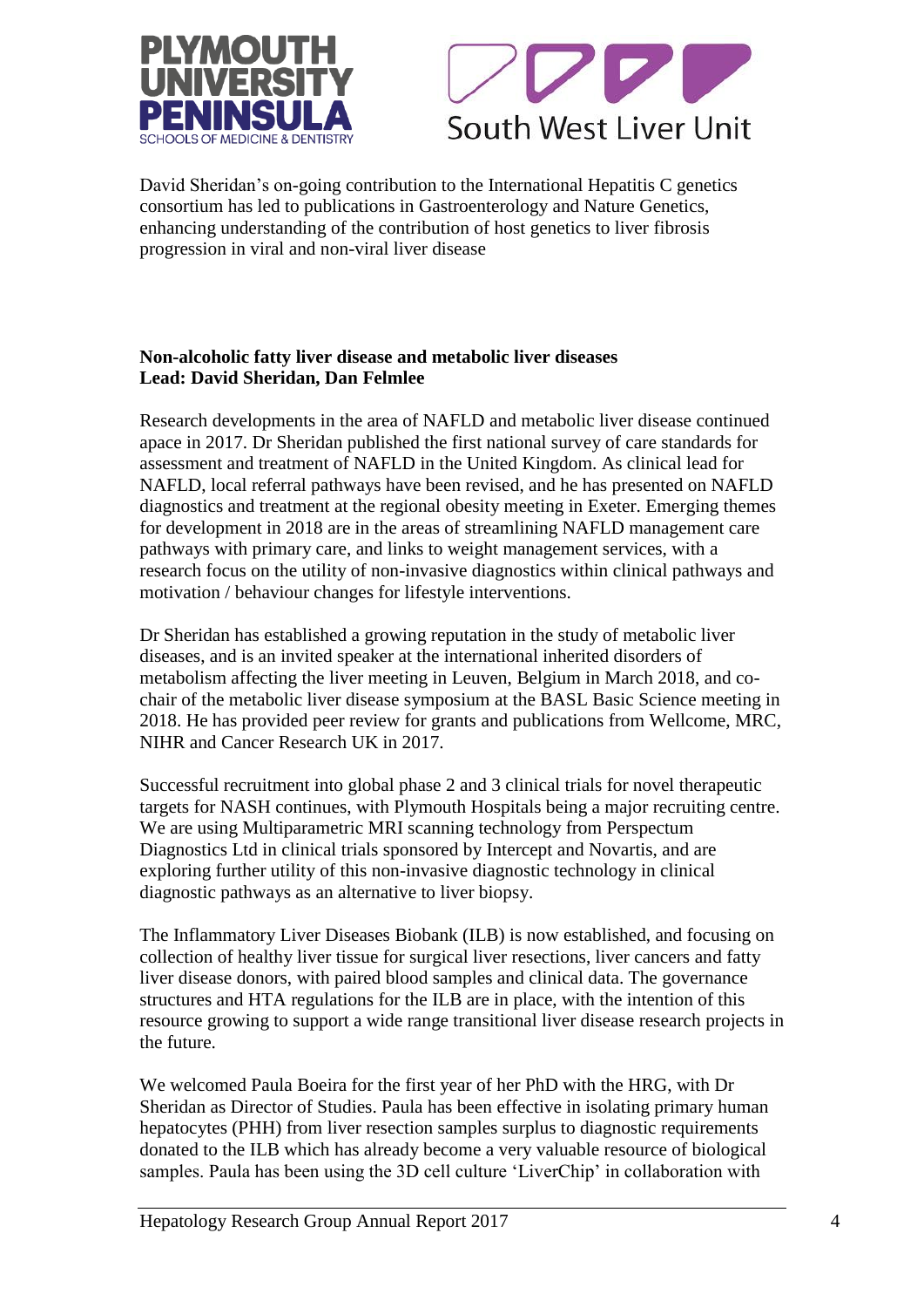David Sheridan's on-going contribution to the International Hepatitis C genetics consortium has led to publications in Gastroenterology and Nature Genetics, enhancing understanding of the contribution of host genetics to liver fibrosis progression in viral and non-viral liver disease

**Non-alcoholic fatty liver disease and metabolic liver diseases**
**Lead: David Sheridan, Dan Felmlee**

Research developments in the area of NAFLD and metabolic liver disease continued apace in 2017. Dr Sheridan published the first national survey of care standards for assessment and treatment of NAFLD in the United Kingdom. As clinical lead for NAFLD, local referral pathways have been revised, and he has presented on NAFLD diagnostics and treatment at the regional obesity meeting in Exeter. Emerging themes for development in 2018 are in the areas of streamlining NAFLD management care pathways with primary care, and links to weight management services, with a research focus on the utility of non-invasive diagnostics within clinical pathways and motivation / behaviour changes for lifestyle interventions.

Dr Sheridan has established a growing reputation in the study of metabolic liver diseases, and is an invited speaker at the international inherited disorders of metabolism affecting the liver meeting in Leuven, Belgium in March 2018, and co-chair of the metabolic liver disease symposium at the BASL Basic Science meeting in 2018. He has provided peer review for grants and publications from Wellcome, MRC, NIHR and Cancer Research UK in 2017.

Successful recruitment into global phase 2 and 3 clinical trials for novel therapeutic targets for NASH continues, with Plymouth Hospitals being a major recruiting centre. We are using Multiparametric MRI scanning technology from Perspectum Diagnostics Ltd in clinical trials sponsored by Intercept and Novartis, and are exploring further utility of this non-invasive diagnostic technology in clinical diagnostic pathways as an alternative to liver biopsy.

The Inflammatory Liver Diseases Biobank (ILB) is now established, and focusing on collection of healthy liver tissue for surgical liver resections, liver cancers and fatty liver disease donors, with paired blood samples and clinical data. The governance structures and HTA regulations for the ILB are in place, with the intention of this resource growing to support a wide range transitional liver disease research projects in the future.

We welcomed Paula Boeira for the first year of her PhD with the HRG, with Dr Sheridan as Director of Studies. Paula has been effective in isolating primary human hepatocytes (PHH) from liver resection samples surplus to diagnostic requirements donated to the ILB which has already become a very valuable resource of biological samples. Paula has been using the 3D cell culture 'LiverChip' in collaboration with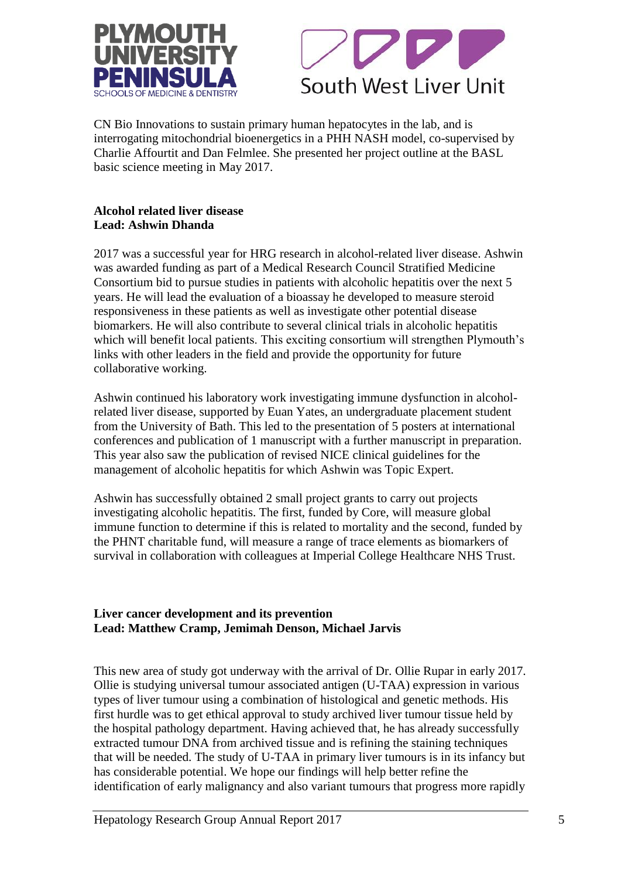CN Bio Innovations to sustain primary human hepatocytes in the lab, and is interrogating mitochondrial bioenergetics in a PHH NASH model, co-supervised by Charlie Affourtit and Dan Felmlee. She presented her project outline at the BASL basic science meeting in May 2017.

**Alcohol related liver disease**
**Lead: Ashwin Dhanda**

2017 was a successful year for HRG research in alcohol-related liver disease. Ashwin was awarded funding as part of a Medical Research Council Stratified Medicine Consortium bid to pursue studies in patients with alcoholic hepatitis over the next 5 years. He will lead the evaluation of a bioassay he developed to measure steroid responsiveness in these patients as well as investigate other potential disease biomarkers. He will also contribute to several clinical trials in alcoholic hepatitis which will benefit local patients. This exciting consortium will strengthen Plymouth's links with other leaders in the field and provide the opportunity for future collaborative working.

Ashwin continued his laboratory work investigating immune dysfunction in alcohol-related liver disease, supported by Euan Yates, an undergraduate placement student from the University of Bath. This led to the presentation of 5 posters at international conferences and publication of 1 manuscript with a further manuscript in preparation. This year also saw the publication of revised NICE clinical guidelines for the management of alcoholic hepatitis for which Ashwin was Topic Expert.

Ashwin has successfully obtained 2 small project grants to carry out projects investigating alcoholic hepatitis. The first, funded by Core, will measure global immune function to determine if this is related to mortality and the second, funded by the PHNT charitable fund, will measure a range of trace elements as biomarkers of survival in collaboration with colleagues at Imperial College Healthcare NHS Trust.

**Liver cancer development and its prevention**
**Lead: Matthew Cramp, Jemimah Denson, Michael Jarvis**

This new area of study got underway with the arrival of Dr. Ollie Rupar in early 2017. Ollie is studying universal tumour associated antigen (U-TAA) expression in various types of liver tumour using a combination of histological and genetic methods. His first hurdle was to get ethical approval to study archived liver tumour tissue held by the hospital pathology department. Having achieved that, he has already successfully extracted tumour DNA from archived tissue and is refining the staining techniques that will be needed. The study of U-TAA in primary liver tumours is in its infancy but has considerable potential. We hope our findings will help better refine the identification of early malignancy and also variant tumours that progress more rapidly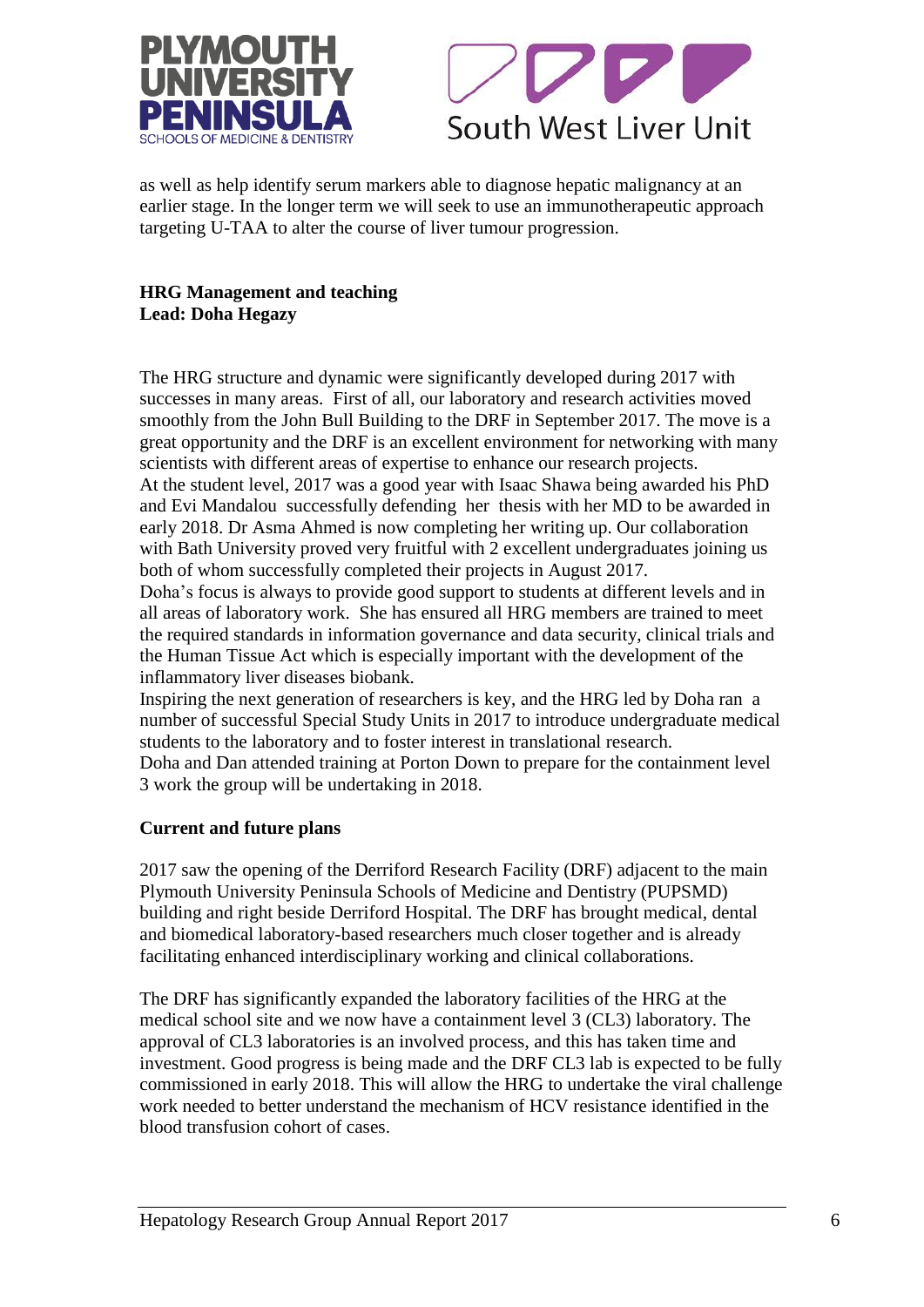as well as help identify serum markers able to diagnose hepatic malignancy at an earlier stage. In the longer term we will seek to use an immunotherapeutic approach targeting U-TAA to alter the course of liver tumour progression.

**HRG Management and teaching**
**Lead: Doha Hegazy**

The HRG structure and dynamic were significantly developed during 2017 with successes in many areas. First of all, our laboratory and research activities moved smoothly from the John Bull Building to the DRF in September 2017. The move is a great opportunity and the DRF is an excellent environment for networking with many scientists with different areas of expertise to enhance our research projects.
At the student level, 2017 was a good year with Isaac Shawa being awarded his PhD and Evi Mandalou successfully defending her thesis with her MD to be awarded in early 2018. Dr Asma Ahmed is now completing her writing up. Our collaboration with Bath University proved very fruitful with 2 excellent undergraduates joining us both of whom successfully completed their projects in August 2017.
Doha's focus is always to provide good support to students at different levels and in all areas of laboratory work. She has ensured all HRG members are trained to meet the required standards in information governance and data security, clinical trials and the Human Tissue Act which is especially important with the development of the inflammatory liver diseases biobank.
Inspiring the next generation of researchers is key, and the HRG led by Doha ran a number of successful Special Study Units in 2017 to introduce undergraduate medical students to the laboratory and to foster interest in translational research.
Doha and Dan attended training at Porton Down to prepare for the containment level 3 work the group will be undertaking in 2018.

**Current and future plans**

2017 saw the opening of the Derriford Research Facility (DRF) adjacent to the main Plymouth University Peninsula Schools of Medicine and Dentistry (PUPSMD) building and right beside Derriford Hospital. The DRF has brought medical, dental and biomedical laboratory-based researchers much closer together and is already facilitating enhanced interdisciplinary working and clinical collaborations.

The DRF has significantly expanded the laboratory facilities of the HRG at the medical school site and we now have a containment level 3 (CL3) laboratory. The approval of CL3 laboratories is an involved process, and this has taken time and investment. Good progress is being made and the DRF CL3 lab is expected to be fully commissioned in early 2018. This will allow the HRG to undertake the viral challenge work needed to better understand the mechanism of HCV resistance identified in the blood transfusion cohort of cases.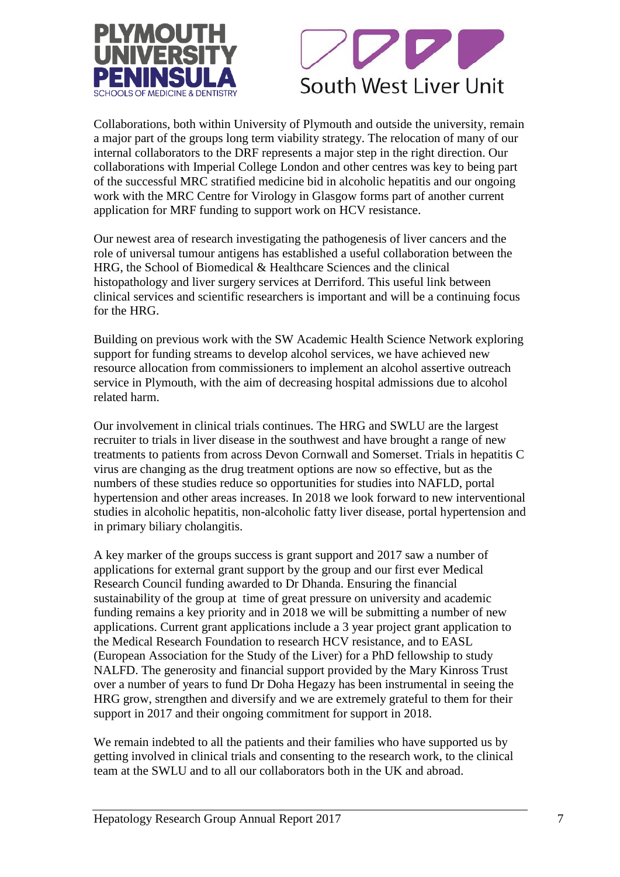Collaborations, both within University of Plymouth and outside the university, remain a major part of the groups long term viability strategy. The relocation of many of our internal collaborators to the DRF represents a major step in the right direction. Our collaborations with Imperial College London and other centres was key to being part of the successful MRC stratified medicine bid in alcoholic hepatitis and our ongoing work with the MRC Centre for Virology in Glasgow forms part of another current application for MRF funding to support work on HCV resistance.

Our newest area of research investigating the pathogenesis of liver cancers and the role of universal tumour antigens has established a useful collaboration between the HRG, the School of Biomedical & Healthcare Sciences and the clinical histopathology and liver surgery services at Derriford. This useful link between clinical services and scientific researchers is important and will be a continuing focus for the HRG.

Building on previous work with the SW Academic Health Science Network exploring support for funding streams to develop alcohol services, we have achieved new resource allocation from commissioners to implement an alcohol assertive outreach service in Plymouth, with the aim of decreasing hospital admissions due to alcohol related harm.

Our involvement in clinical trials continues. The HRG and SWLU are the largest recruiter to trials in liver disease in the southwest and have brought a range of new treatments to patients from across Devon Cornwall and Somerset. Trials in hepatitis C virus are changing as the drug treatment options are now so effective, but as the numbers of these studies reduce so opportunities for studies into NAFLD, portal hypertension and other areas increases. In 2018 we look forward to new interventional studies in alcoholic hepatitis, non-alcoholic fatty liver disease, portal hypertension and in primary biliary cholangitis.

A key marker of the groups success is grant support and 2017 saw a number of applications for external grant support by the group and our first ever Medical Research Council funding awarded to Dr Dhanda. Ensuring the financial sustainability of the group at time of great pressure on university and academic funding remains a key priority and in 2018 we will be submitting a number of new applications. Current grant applications include a 3 year project grant application to the Medical Research Foundation to research HCV resistance, and to EASL (European Association for the Study of the Liver) for a PhD fellowship to study NALFD. The generosity and financial support provided by the Mary Kinross Trust over a number of years to fund Dr Doha Hegazy has been instrumental in seeing the HRG grow, strengthen and diversify and we are extremely grateful to them for their support in 2017 and their ongoing commitment for support in 2018.

We remain indebted to all the patients and their families who have supported us by getting involved in clinical trials and consenting to the research work, to the clinical team at the SWLU and to all our collaborators both in the UK and abroad.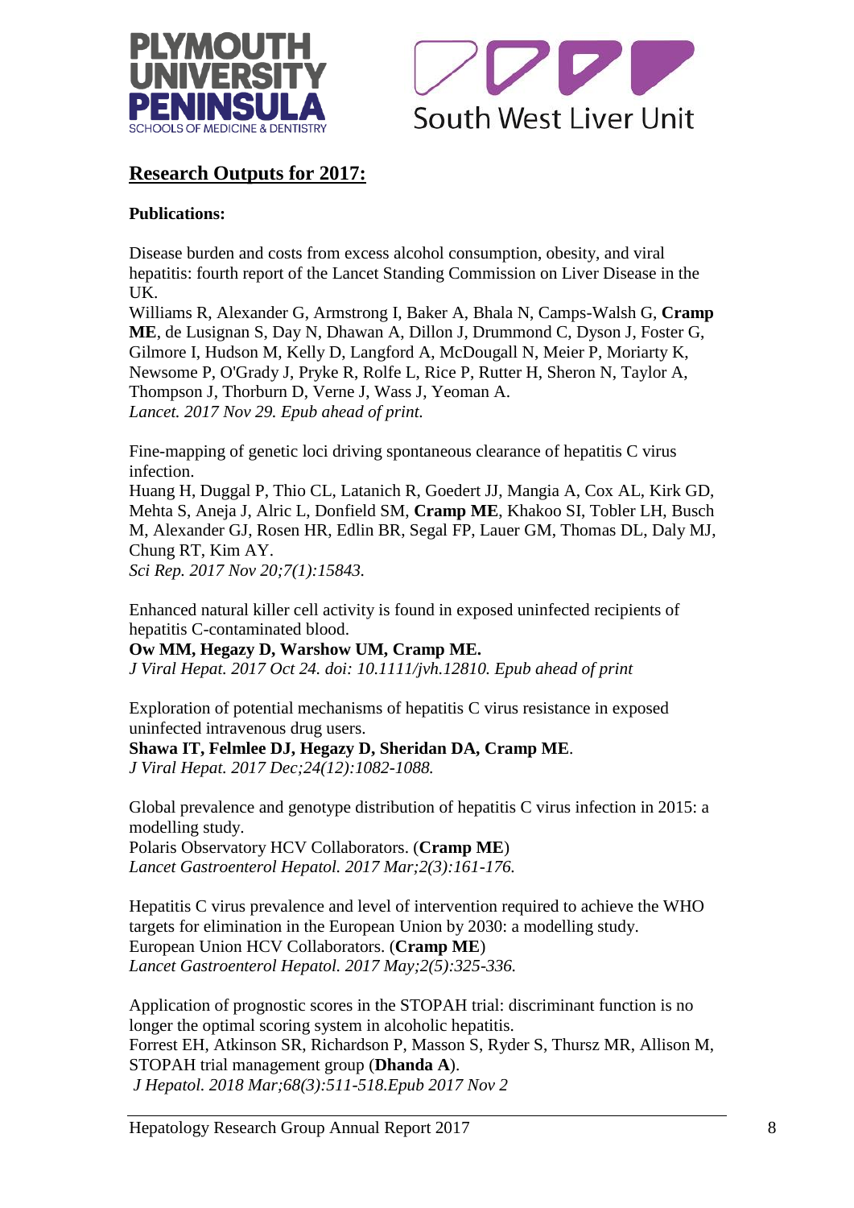## Research Outputs for 2017:

**Publications:**

Disease burden and costs from excess alcohol consumption, obesity, and viral hepatitis: fourth report of the Lancet Standing Commission on Liver Disease in the UK.
Williams R, Alexander G, Armstrong I, Baker A, Bhala N, Camps-Walsh G, **Cramp ME**, de Lusignan S, Day N, Dhawan A, Dillon J, Drummond C, Dyson J, Foster G, Gilmore I, Hudson M, Kelly D, Langford A, McDougall N, Meier P, Moriarty K, Newsome P, O'Grady J, Pryke R, Rolfe L, Rice P, Rutter H, Sheron N, Taylor A, Thompson J, Thorburn D, Verne J, Wass J, Yeoman A.
*Lancet. 2017 Nov 29. Epub ahead of print.*

Fine-mapping of genetic loci driving spontaneous clearance of hepatitis C virus infection.
Huang H, Duggal P, Thio CL, Latanich R, Goedert JJ, Mangia A, Cox AL, Kirk GD, Mehta S, Aneja J, Alric L, Donfield SM, **Cramp ME**, Khakoo SI, Tobler LH, Busch M, Alexander GJ, Rosen HR, Edlin BR, Segal FP, Lauer GM, Thomas DL, Daly MJ, Chung RT, Kim AY.
*Sci Rep. 2017 Nov 20;7(1):15843.*

Enhanced natural killer cell activity is found in exposed uninfected recipients of hepatitis C-contaminated blood.
**Ow MM, Hegazy D, Warshow UM, Cramp ME.**
*J Viral Hepat. 2017 Oct 24. doi: 10.1111/jvh.12810. Epub ahead of print*

Exploration of potential mechanisms of hepatitis C virus resistance in exposed uninfected intravenous drug users.
**Shawa IT, Felmlee DJ, Hegazy D, Sheridan DA, Cramp ME**.
*J Viral Hepat. 2017 Dec;24(12):1082-1088.*

Global prevalence and genotype distribution of hepatitis C virus infection in 2015: a modelling study.
Polaris Observatory HCV Collaborators. (**Cramp ME**)
*Lancet Gastroenterol Hepatol. 2017 Mar;2(3):161-176.*

Hepatitis C virus prevalence and level of intervention required to achieve the WHO targets for elimination in the European Union by 2030: a modelling study.
European Union HCV Collaborators. (**Cramp ME**)
*Lancet Gastroenterol Hepatol. 2017 May;2(5):325-336.*

Application of prognostic scores in the STOPAH trial: discriminant function is no longer the optimal scoring system in alcoholic hepatitis.
Forrest EH, Atkinson SR, Richardson P, Masson S, Ryder S, Thursz MR, Allison M, STOPAH trial management group (**Dhanda A**).
*J Hepatol. 2018 Mar;68(3):511-518.Epub 2017 Nov 2*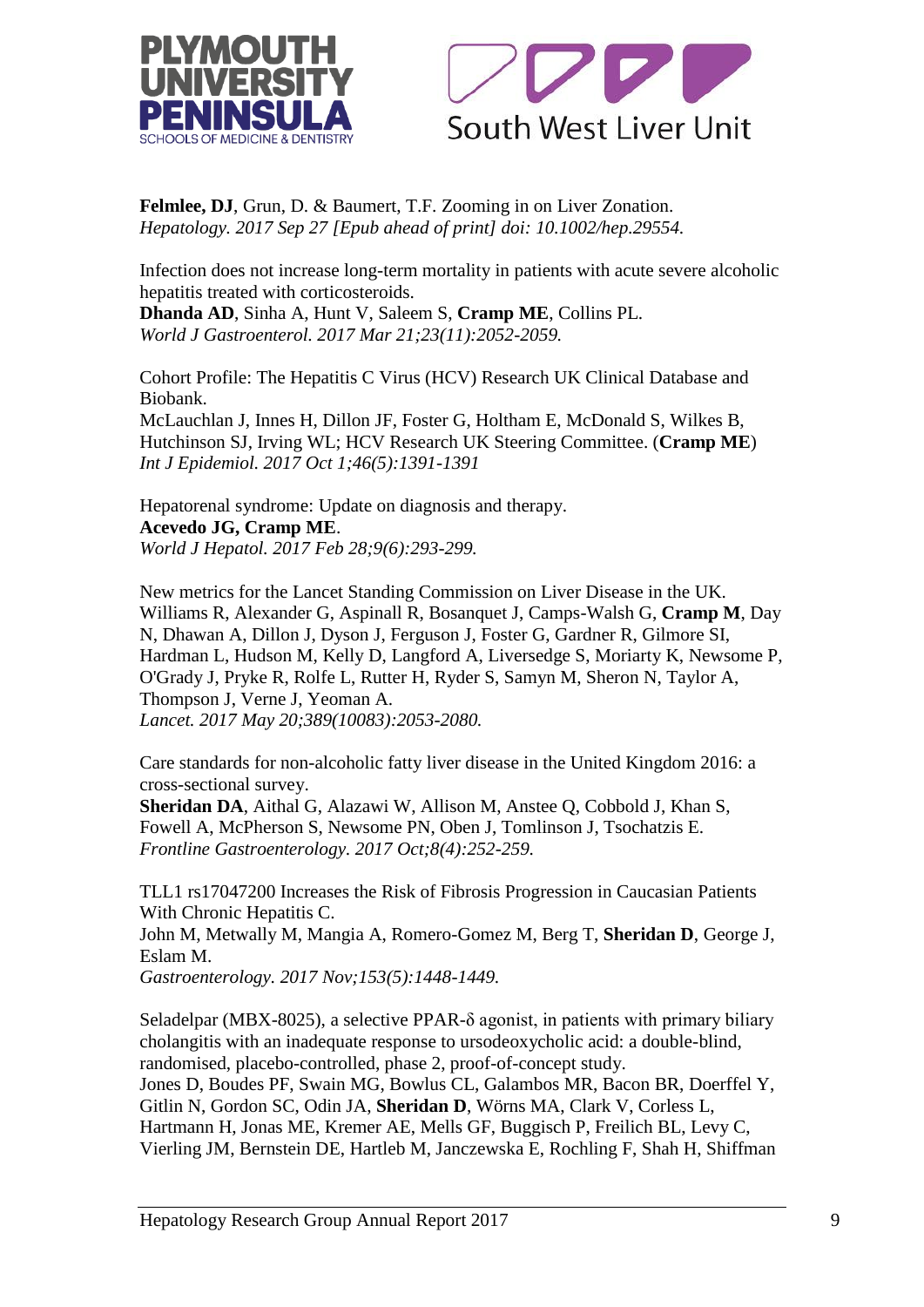**Felmlee, DJ**, Grun, D. & Baumert, T.F. Zooming in on Liver Zonation.
*Hepatology. 2017 Sep 27 [Epub ahead of print] doi: 10.1002/hep.29554.*

Infection does not increase long-term mortality in patients with acute severe alcoholic hepatitis treated with corticosteroids.
**Dhanda AD**, Sinha A, Hunt V, Saleem S, **Cramp ME**, Collins PL.
*World J Gastroenterol. 2017 Mar 21;23(11):2052-2059.*

Cohort Profile: The Hepatitis C Virus (HCV) Research UK Clinical Database and Biobank.
McLauchlan J, Innes H, Dillon JF, Foster G, Holtham E, McDonald S, Wilkes B, Hutchinson SJ, Irving WL; HCV Research UK Steering Committee. (**Cramp ME**)
*Int J Epidemiol. 2017 Oct 1;46(5):1391-1391*

Hepatorenal syndrome: Update on diagnosis and therapy.
**Acevedo JG, Cramp ME**.
*World J Hepatol. 2017 Feb 28;9(6):293-299.*

New metrics for the Lancet Standing Commission on Liver Disease in the UK.
Williams R, Alexander G, Aspinall R, Bosanquet J, Camps-Walsh G, **Cramp M**, Day N, Dhawan A, Dillon J, Dyson J, Ferguson J, Foster G, Gardner R, Gilmore SI, Hardman L, Hudson M, Kelly D, Langford A, Liversedge S, Moriarty K, Newsome P, O'Grady J, Pryke R, Rolfe L, Rutter H, Ryder S, Samyn M, Sheron N, Taylor A, Thompson J, Verne J, Yeoman A.
*Lancet. 2017 May 20;389(10083):2053-2080.*

Care standards for non-alcoholic fatty liver disease in the United Kingdom 2016: a cross-sectional survey.
**Sheridan DA**, Aithal G, Alazawi W, Allison M, Anstee Q, Cobbold J, Khan S, Fowell A, McPherson S, Newsome PN, Oben J, Tomlinson J, Tsochatzis E.
*Frontline Gastroenterology. 2017 Oct;8(4):252-259.*

TLL1 rs17047200 Increases the Risk of Fibrosis Progression in Caucasian Patients With Chronic Hepatitis C.
John M, Metwally M, Mangia A, Romero-Gomez M, Berg T, **Sheridan D**, George J, Eslam M.
*Gastroenterology. 2017 Nov;153(5):1448-1449.*

Seladelpar (MBX-8025), a selective PPAR-δ agonist, in patients with primary biliary cholangitis with an inadequate response to ursodeoxycholic acid: a double-blind, randomised, placebo-controlled, phase 2, proof-of-concept study.
Jones D, Boudes PF, Swain MG, Bowlus CL, Galambos MR, Bacon BR, Doerffel Y, Gitlin N, Gordon SC, Odin JA, **Sheridan D**, Wörns MA, Clark V, Corless L, Hartmann H, Jonas ME, Kremer AE, Mells GF, Buggisch P, Freilich BL, Levy C, Vierling JM, Bernstein DE, Hartleb M, Janczewska E, Rochling F, Shah H, Shiffman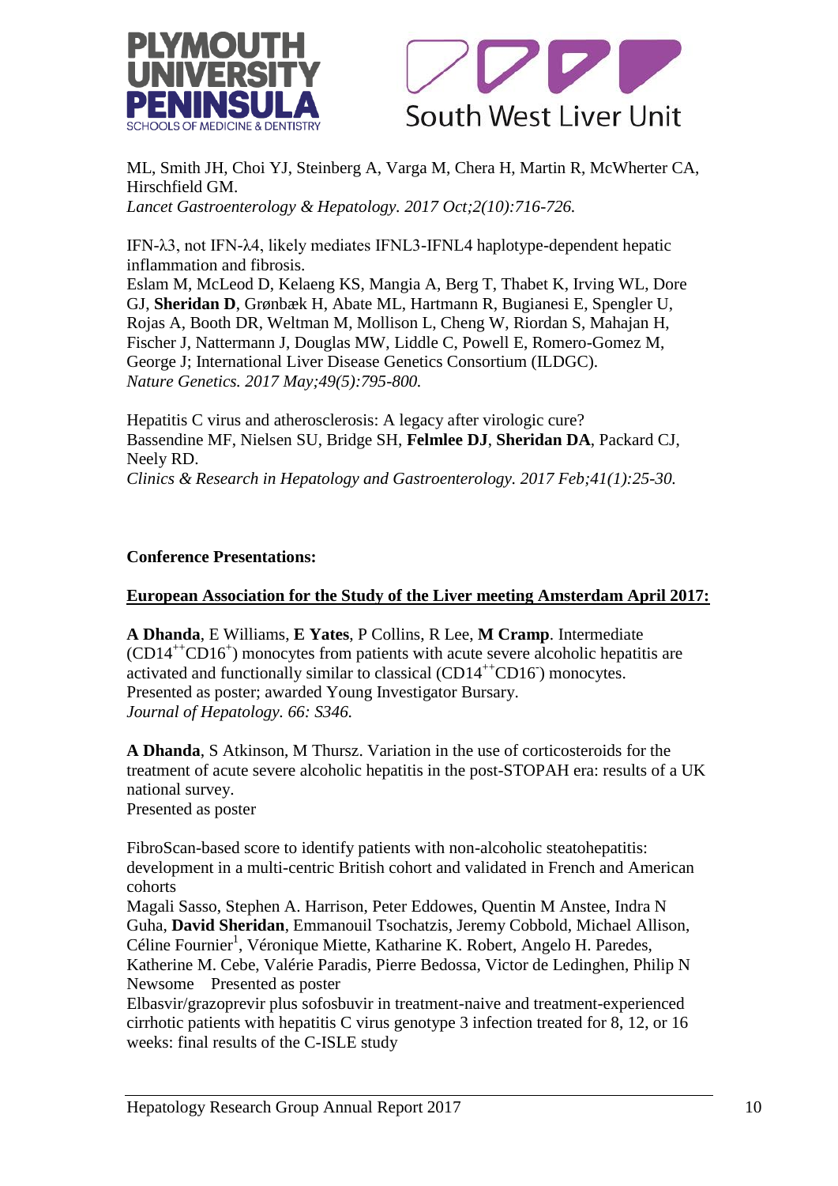ML, Smith JH, Choi YJ, Steinberg A, Varga M, Chera H, Martin R, McWherter CA, Hirschfield GM.
*Lancet Gastroenterology & Hepatology. 2017 Oct;2(10):716-726.*

IFN-λ3, not IFN-λ4, likely mediates IFNL3-IFNL4 haplotype-dependent hepatic inflammation and fibrosis.
Eslam M, McLeod D, Kelaeng KS, Mangia A, Berg T, Thabet K, Irving WL, Dore GJ, **Sheridan D**, Grønbæk H, Abate ML, Hartmann R, Bugianesi E, Spengler U, Rojas A, Booth DR, Weltman M, Mollison L, Cheng W, Riordan S, Mahajan H, Fischer J, Nattermann J, Douglas MW, Liddle C, Powell E, Romero-Gomez M, George J; International Liver Disease Genetics Consortium (ILDGC).
*Nature Genetics. 2017 May;49(5):795-800.*

Hepatitis C virus and atherosclerosis: A legacy after virologic cure?
Bassendine MF, Nielsen SU, Bridge SH, **Felmlee DJ**, **Sheridan DA**, Packard CJ, Neely RD.
*Clinics & Research in Hepatology and Gastroenterology. 2017 Feb;41(1):25-30.*

**Conference Presentations:**

**<u>European Association for the Study of the Liver meeting Amsterdam April 2017:</u>**

**A Dhanda**, E Williams, **E Yates**, P Collins, R Lee, **M Cramp**. Intermediate ($CD14^{++}CD16^{+}$) monocytes from patients with acute severe alcoholic hepatitis are activated and functionally similar to classical ($CD14^{++}CD16^{-}$) monocytes.
Presented as poster; awarded Young Investigator Bursary.
*Journal of Hepatology. 66: S346.*

**A Dhanda**, S Atkinson, M Thursz. Variation in the use of corticosteroids for the treatment of acute severe alcoholic hepatitis in the post-STOPAH era: results of a UK national survey.
Presented as poster

FibroScan-based score to identify patients with non-alcoholic steatohepatitis: development in a multi-centric British cohort and validated in French and American cohorts
Magali Sasso, Stephen A. Harrison, Peter Eddowes, Quentin M Anstee, Indra N Guha, **David Sheridan**, Emmanouil Tsochatzis, Jeremy Cobbold, Michael Allison, Céline Fournier[1], Véronique Miette, Katharine K. Robert, Angelo H. Paredes, Katherine M. Cebe, Valérie Paradis, Pierre Bedossa, Victor de Ledinghen, Philip N Newsome Presented as poster

Elbasvir/grazoprevir plus sofosbuvir in treatment-naive and treatment-experienced cirrhotic patients with hepatitis C virus genotype 3 infection treated for 8, 12, or 16 weeks: final results of the C-ISLE study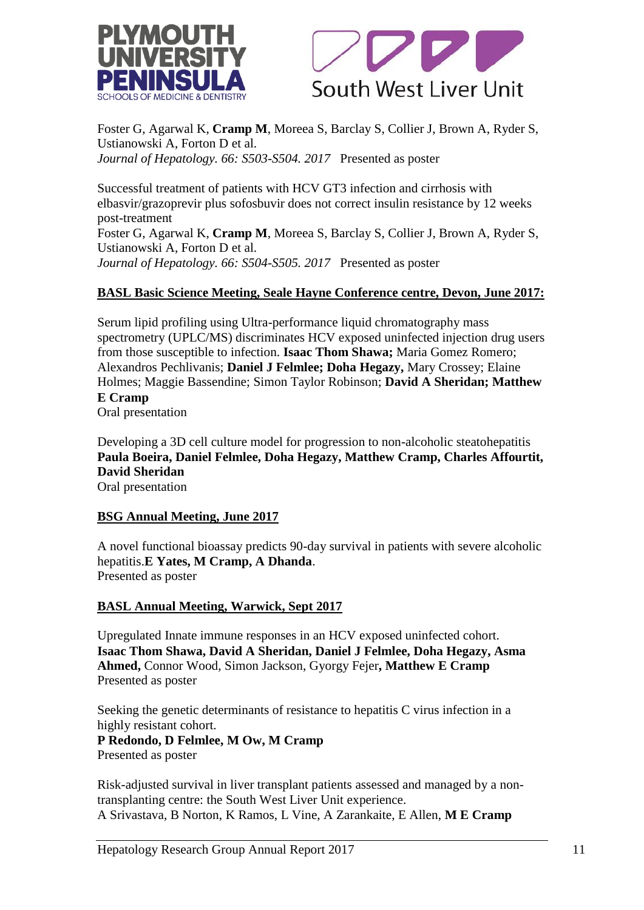Foster G, Agarwal K, **Cramp M**, Moreea S, Barclay S, Collier J, Brown A, Ryder S, Ustianowski A, Forton D et al.
*Journal of Hepatology. 66: S503-S504. 2017* Presented as poster

Successful treatment of patients with HCV GT3 infection and cirrhosis with elbasvir/grazoprevir plus sofosbuvir does not correct insulin resistance by 12 weeks post-treatment
Foster G, Agarwal K, **Cramp M**, Moreea S, Barclay S, Collier J, Brown A, Ryder S, Ustianowski A, Forton D et al.
*Journal of Hepatology. 66: S504-S505. 2017* Presented as poster

**BASL Basic Science Meeting, Seale Hayne Conference centre, Devon, June 2017:**

Serum lipid profiling using Ultra-performance liquid chromatography mass spectrometry (UPLC/MS) discriminates HCV exposed uninfected injection drug users from those susceptible to infection. **Isaac Thom Shawa;** Maria Gomez Romero; Alexandros Pechlivanis; **Daniel J Felmlee; Doha Hegazy,** Mary Crossey; Elaine Holmes; Maggie Bassendine; Simon Taylor Robinson; **David A Sheridan; Matthew E Cramp**
Oral presentation

Developing a 3D cell culture model for progression to non-alcoholic steatohepatitis
**Paula Boeira, Daniel Felmlee, Doha Hegazy, Matthew Cramp, Charles Affourtit, David Sheridan**
Oral presentation

**BSG Annual Meeting, June 2017**

A novel functional bioassay predicts 90-day survival in patients with severe alcoholic hepatitis.**E Yates, M Cramp, A Dhanda**.
Presented as poster

**BASL Annual Meeting, Warwick, Sept 2017**

Upregulated Innate immune responses in an HCV exposed uninfected cohort.
**Isaac Thom Shawa, David A Sheridan, Daniel J Felmlee, Doha Hegazy, Asma Ahmed,** Connor Wood, Simon Jackson, Gyorgy Fejer**, Matthew E Cramp**
Presented as poster

Seeking the genetic determinants of resistance to hepatitis C virus infection in a highly resistant cohort.
**P Redondo, D Felmlee, M Ow, M Cramp**
Presented as poster

Risk-adjusted survival in liver transplant patients assessed and managed by a non-transplanting centre: the South West Liver Unit experience.
A Srivastava, B Norton, K Ramos, L Vine, A Zarankaite, E Allen, **M E Cramp**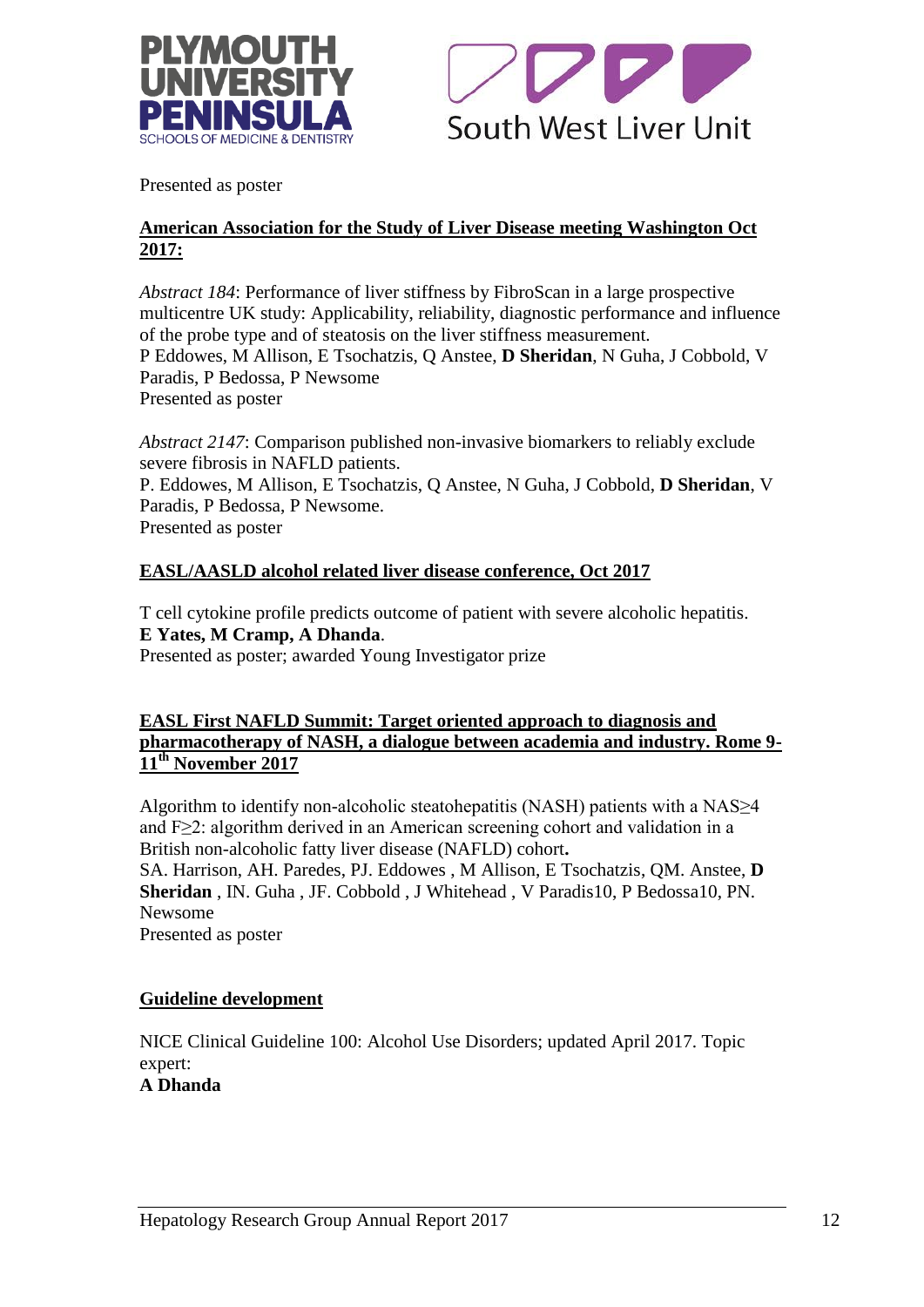Presented as poster

**American Association for the Study of Liver Disease meeting Washington Oct 2017:**

*Abstract 184*: Performance of liver stiffness by FibroScan in a large prospective multicentre UK study: Applicability, reliability, diagnostic performance and influence of the probe type and of steatosis on the liver stiffness measurement.
P Eddowes, M Allison, E Tsochatzis, Q Anstee, **D Sheridan**, N Guha, J Cobbold, V Paradis, P Bedossa, P Newsome
Presented as poster

*Abstract 2147*: Comparison published non-invasive biomarkers to reliably exclude severe fibrosis in NAFLD patients.
P. Eddowes, M Allison, E Tsochatzis, Q Anstee, N Guha, J Cobbold, **D Sheridan**, V Paradis, P Bedossa, P Newsome.
Presented as poster

**EASL/AASLD alcohol related liver disease conference, Oct 2017**

T cell cytokine profile predicts outcome of patient with severe alcoholic hepatitis.
**E Yates, M Cramp, A Dhanda**.
Presented as poster; awarded Young Investigator prize

**EASL First NAFLD Summit: Target oriented approach to diagnosis and pharmacotherapy of NASH, a dialogue between academia and industry. Rome 9-11th November 2017**

Algorithm to identify non-alcoholic steatohepatitis (NASH) patients with a NAS≥4 and F≥2: algorithm derived in an American screening cohort and validation in a British non-alcoholic fatty liver disease (NAFLD) cohort**.**
SA. Harrison, AH. Paredes, PJ. Eddowes , M Allison, E Tsochatzis, QM. Anstee, **D Sheridan** , IN. Guha , JF. Cobbold , J Whitehead , V Paradis10, P Bedossa10, PN. Newsome
Presented as poster

**Guideline development**

NICE Clinical Guideline 100: Alcohol Use Disorders; updated April 2017. Topic expert:
**A Dhanda**